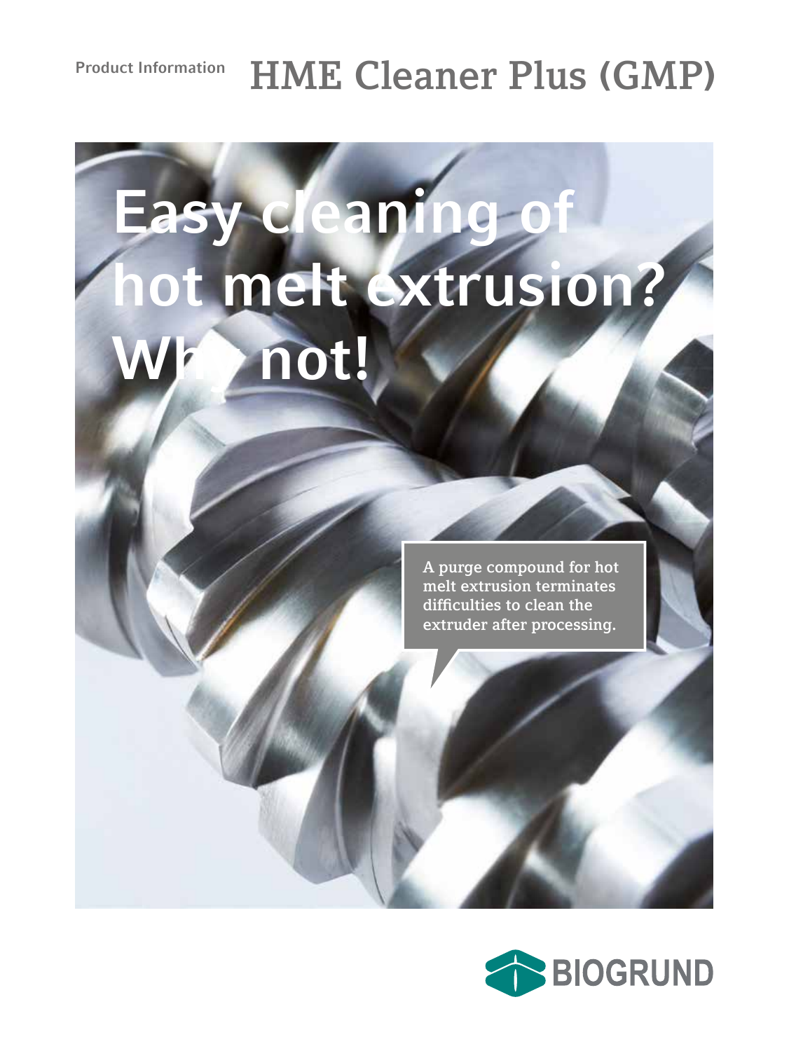Product Information

# HME Cleaner Plus (GMP)

## Easy cleaning of hot melt extrusion? Why not!

A purge compound for hot melt extrusion terminates difficulties to clean the extruder after processing.

BIOGRUND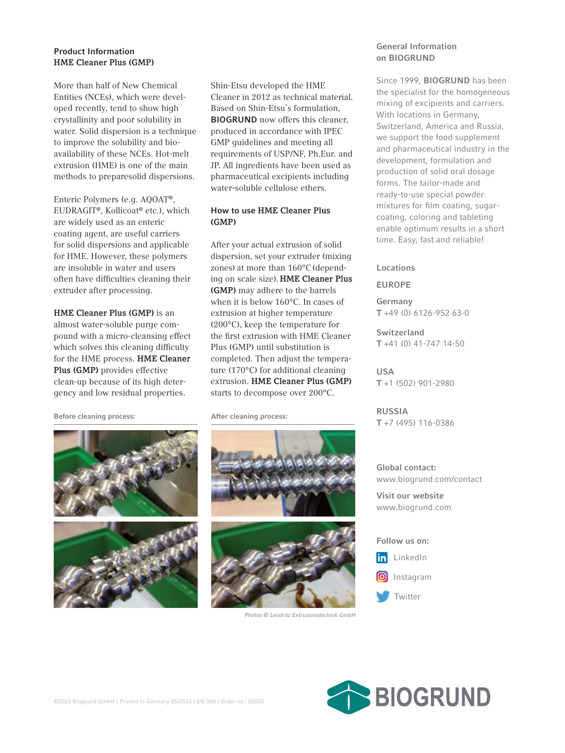## Product Information
## HME Cleaner Plus (GMP)

More than half of New Chemical Entities (NCEs), which were developed recently, tend to show high crystallinity and poor solubility in water. Solid dispersion is a technique to improve the solubility and bioavailability of these NCEs. Hot-melt extrusion (HME) is one of the main methods to preparesolid dispersions.

Enteric Polymers (e.g. AQOAT®, EUDRAGIT®, Kollicoat® etc.), which are widely used as an enteric coating agent, are useful carriers for solid dispersions and applicable for HME. However, these polymers are insoluble in water and users often have difficulties cleaning their extruder after processing.

**HME Cleaner Plus (GMP)** is an almost water-soluble purge compound with a micro-cleansing effect which solves this cleaning difficulty for the HME process. **HME Cleaner Plus (GMP)** provides effective clean-up because of its high detergency and low residual properties.

Shin-Etsu developed the HME Cleaner in 2012 as technical material. Based on Shin-Etsu's formulation, **BIOGRUND** now offers this cleaner, produced in accordance with IPEC GMP guidelines and meeting all requirements of USP/NF, Ph.Eur. and JP. All ingredients have been used as pharmaceutical excipients including water-soluble cellulose ethers.

### How to use HME Cleaner Plus (GMP)

After your actual extrusion of solid dispersion, set your extruder (mixing zones) at more than 160°C (depending on scale size). **HME Cleaner Plus (GMP)** may adhere to the barrels when it is below 160°C. In cases of extrusion at higher temperature (200°C), keep the temperature for the first extrusion with HME Cleaner Plus (GMP) until substitution is completed. Then adjust the temperature (170°C) for additional cleaning extrusion. **HME Cleaner Plus (GMP)** starts to decompose over 200°C.

Before cleaning process:

After cleaning process:

*Photos © Leistritz Extrusionstechnik GmbH*

### General Information on BIOGRUND

Since 1999, **BIOGRUND** has been the specialist for the homogeneous mixing of excipients and carriers. With locations in Germany, Switzerland, America and Russia, we support the food supplement and pharmaceutical industry in the development, formulation and production of solid oral dosage forms. The tailor-made and ready-to-use special powder mixtures for film coating, sugar-coating, coloring and tableting enable optimum results in a short time. Easy, fast and reliable!

### Locations

**EUROPE**

**Germany**
**T** +49 (0) 6126-952 63-0

**Switzerland**
**T** +41 (0) 41-747 14-50

**USA**
**T** +1 (502) 901-2980

**RUSSIA**
**T** +7 (495) 116-0386

**Global contact:**
www.biogrund.com/contact

**Visit our website**
www.biogrund.com

**Follow us on:**

- LinkedIn
- Instagram
- Twitter

©2022 Biogrund GmbH | Printed in Germany 05/2022 | EN 300 | Order no.: 50030

BIOGRUND